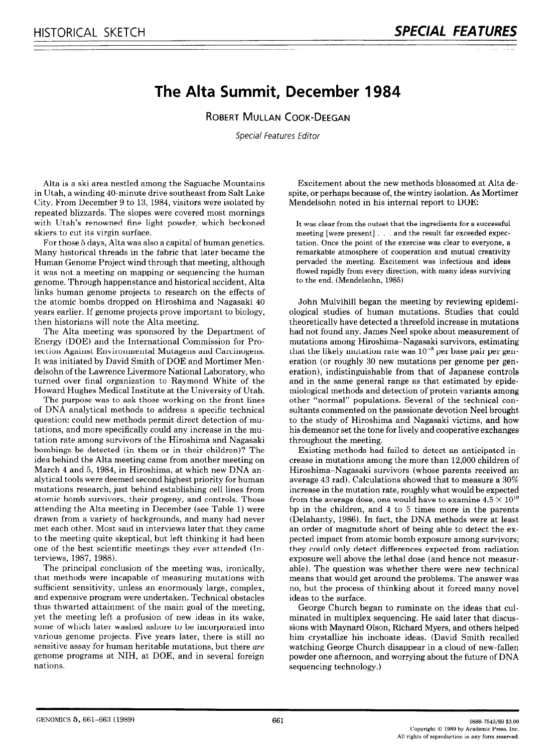# The Alta Summit, December 1984

Robert Mullan Cook-Deegan

*Special Features Editor*

Alta is a ski area nestled among the Saguache Mountains in Utah, a winding 40-minute drive southeast from Salt Lake City. From December 9 to 13, 1984, visitors were isolated by repeated blizzards. The slopes were covered most mornings with Utah's renowned fine light powder, which beckoned skiers to cut its virgin surface.

For those 5 days, Alta was also a capital of human genetics. Many historical threads in the fabric that later became the Human Genome Project wind through that meeting, although it was not a meeting on mapping or sequencing the human genome. Through happenstance and historical accident, Alta links human genome projects to research on the effects of the atomic bombs dropped on Hiroshima and Nagasaki 40 years earlier. If genome projects prove important to biology, then historians will note the Alta meeting.

The Alta meeting was sponsored by the Department of Energy (DOE) and the International Commission for Protection Against Environmental Mutagens and Carcinogens. It was initiated by David Smith of DOE and Mortimer Mendelsohn of the Lawrence Livermore National Laboratory, who turned over final organization to Raymond White of the Howard Hughes Medical Institute at the University of Utah.

The purpose was to ask those working on the front lines of DNA analytical methods to address a specific technical question: could new methods permit direct detection of mutations, and more specifically could any increase in the mutation rate among survivors of the Hiroshima and Nagasaki bombings be detected (in them or in their children)? The idea behind the Alta meeting came from another meeting on March 4 and 5, 1984, in Hiroshima, at which new DNA analytical tools were deemed second highest priority for human mutations research, just behind establishing cell lines from atomic bomb survivors, their progeny, and controls. Those attending the Alta meeting in December (see Table 1) were drawn from a variety of backgrounds, and many had never met each other. Most said in interviews later that they came to the meeting quite skeptical, but left thinking it had been one of the best scientific meetings they ever attended (Interviews, 1987, 1988).

The principal conclusion of the meeting was, ironically, that methods were incapable of measuring mutations with sufficient sensitivity, unless an enormously large, complex, and expensive program were undertaken. Technical obstacles thus thwarted attainment of the main goal of the meeting, yet the meeting left a profusion of new ideas in its wake, some of which later washed ashore to be incorporated into various genome projects. Five years later, there is still no sensitive assay for human heritable mutations, but there *are* genome programs at NIH, at DOE, and in several foreign nations.

Excitement about the new methods blossomed at Alta despite, or perhaps because of, the wintry isolation. As Mortimer Mendelsohn noted in his internal report to DOE:

> It was clear from the outset that the ingredients for a successful meeting [were present] . . . and the result far exceeded expectation. Once the point of the exercise was clear to everyone, a remarkable atmosphere of cooperation and mutual creativity pervaded the meeting. Excitement was infectious and ideas flowed rapidly from every direction, with many ideas surviving to the end. (Mendelsohn, 1985)

John Mulvihill began the meeting by reviewing epidemiological studies of human mutations. Studies that could theoretically have detected a threefold increase in mutations had not found any. James Neel spoke about measurement of mutations among Hiroshima–Nagasaki survivors, estimating that the likely mutation rate was $10^{-8}$ per base pair per generation (or roughly 30 new mutations per genome per generation), indistinguishable from that of Japanese controls and in the same general range as that estimated by epidemiological methods and detection of protein variants among other "normal" populations. Several of the technical consultants commented on the passionate devotion Neel brought to the study of Hiroshima and Nagasaki victims, and how his demeanor set the tone for lively and cooperative exchanges throughout the meeting.

Existing methods had failed to detect an anticipated increase in mutations among the more than 12,000 children of Hiroshima–Nagasaki survivors (whose parents received an average 43 rad). Calculations showed that to measure a 30% increase in the mutation rate, roughly what would be expected from the average dose, one would have to examine $4.5 \times 10^{10}$ bp in the children, and 4 to 5 times more in the parents (Delahanty, 1986). In fact, the DNA methods were at least an order of magnitude short of being able to detect the expected impact from atomic bomb exposure among survivors; they could only detect differences expected from radiation exposure well above the lethal dose (and hence not measurable). The question was whether there were new technical means that would get around the problems. The answer was no, but the process of thinking about it forced many novel ideas to the surface.

George Church began to ruminate on the ideas that culminated in multiplex sequencing. He said later that discussions with Maynard Olson, Richard Myers, and others helped him crystallize his inchoate ideas. (David Smith recalled watching George Church disappear in a cloud of new-fallen powder one afternoon, and worrying about the future of DNA sequencing technology.)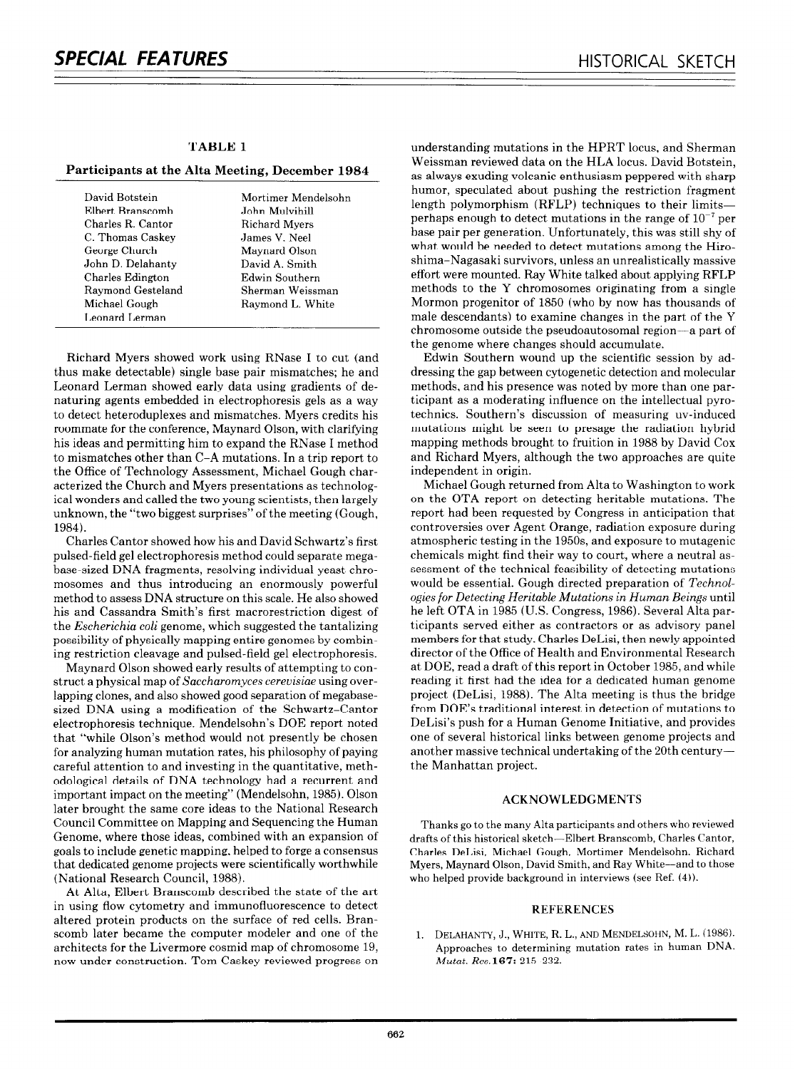**TABLE 1**

**Participants at the Alta Meeting, December 1984**

| | |
|---|---|
| David Botstein | Mortimer Mendelsohn |
| Elbert Branscomb | John Mulvihill |
| Charles R. Cantor | Richard Myers |
| C. Thomas Caskey | James V. Neel |
| George Church | Maynard Olson |
| John D. Delahanty | David A. Smith |
| Charles Edington | Edwin Southern |
| Raymond Gesteland | Sherman Weissman |
| Michael Gough | Raymond L. White |
| Leonard Lerman | |

Richard Myers showed work using RNase I to cut (and thus make detectable) single base pair mismatches; he and Leonard Lerman showed early data using gradients of denaturing agents embedded in electrophoresis gels as a way to detect heteroduplexes and mismatches. Myers credits his roommate for the conference, Maynard Olson, with clarifying his ideas and permitting him to expand the RNase I method to mismatches other than C–A mutations. In a trip report to the Office of Technology Assessment, Michael Gough characterized the Church and Myers presentations as technological wonders and called the two young scientists, then largely unknown, the "two biggest surprises" of the meeting (Gough, 1984).

Charles Cantor showed how his and David Schwartz's first pulsed-field gel electrophoresis method could separate megabase-sized DNA fragments, resolving individual yeast chromosomes and thus introducing an enormously powerful method to assess DNA structure on this scale. He also showed his and Cassandra Smith's first macrorestriction digest of the *Escherichia coli* genome, which suggested the tantalizing possibility of physically mapping entire genomes by combining restriction cleavage and pulsed-field gel electrophoresis.

Maynard Olson showed early results of attempting to construct a physical map of *Saccharomyces cerevisiae* using overlapping clones, and also showed good separation of megabase-sized DNA using a modification of the Schwartz–Cantor electrophoresis technique. Mendelsohn's DOE report noted that "while Olson's method would not presently be chosen for analyzing human mutation rates, his philosophy of paying careful attention to and investing in the quantitative, methodological details of DNA technology had a recurrent and important impact on the meeting" (Mendelsohn, 1985). Olson later brought the same core ideas to the National Research Council Committee on Mapping and Sequencing the Human Genome, where those ideas, combined with an expansion of goals to include genetic mapping, helped to forge a consensus that dedicated genome projects were scientifically worthwhile (National Research Council, 1988).

At Alta, Elbert Branscomb described the state of the art in using flow cytometry and immunofluorescence to detect altered protein products on the surface of red cells. Branscomb later became the computer modeler and one of the architects for the Livermore cosmid map of chromosome 19, now under construction. Tom Caskey reviewed progress on understanding mutations in the HPRT locus, and Sherman Weissman reviewed data on the HLA locus. David Botstein, as always exuding volcanic enthusiasm peppered with sharp humor, speculated about pushing the restriction fragment length polymorphism (RFLP) techniques to their limits—perhaps enough to detect mutations in the range of $10^{-7}$ per base pair per generation. Unfortunately, this was still shy of what would be needed to detect mutations among the Hiroshima–Nagasaki survivors, unless an unrealistically massive effort were mounted. Ray White talked about applying RFLP methods to the Y chromosomes originating from a single Mormon progenitor of 1850 (who by now has thousands of male descendants) to examine changes in the part of the Y chromosome outside the pseudoautosomal region—a part of the genome where changes should accumulate.

Edwin Southern wound up the scientific session by addressing the gap between cytogenetic detection and molecular methods, and his presence was noted by more than one participant as a moderating influence on the intellectual pyrotechnics. Southern's discussion of measuring uv-induced mutations might be seen to presage the radiation hybrid mapping methods brought to fruition in 1988 by David Cox and Richard Myers, although the two approaches are quite independent in origin.

Michael Gough returned from Alta to Washington to work on the OTA report on detecting heritable mutations. The report had been requested by Congress in anticipation that controversies over Agent Orange, radiation exposure during atmospheric testing in the 1950s, and exposure to mutagenic chemicals might find their way to court, where a neutral assessment of the technical feasibility of detecting mutations would be essential. Gough directed preparation of *Technologies for Detecting Heritable Mutations in Human Beings* until he left OTA in 1985 (U.S. Congress, 1986). Several Alta participants served either as contractors or as advisory panel members for that study. Charles DeLisi, then newly appointed director of the Office of Health and Environmental Research at DOE, read a draft of this report in October 1985, and while reading it first had the idea for a dedicated human genome project (DeLisi, 1988). The Alta meeting is thus the bridge from DOE's traditional interest in detection of mutations to DeLisi's push for a Human Genome Initiative, and provides one of several historical links between genome projects and another massive technical undertaking of the 20th century—the Manhattan project.

## ACKNOWLEDGMENTS

Thanks go to the many Alta participants and others who reviewed drafts of this historical sketch—Elbert Branscomb, Charles Cantor, Charles DeLisi, Michael Gough, Mortimer Mendelsohn, Richard Myers, Maynard Olson, David Smith, and Ray White—and to those who helped provide background in interviews (see Ref. (4)).

## REFERENCES

1. Delahanty, J., White, R. L., and Mendelsohn, M. L. (1986). Approaches to determining mutation rates in human DNA. *Mutat. Res.* **167:** 215–232.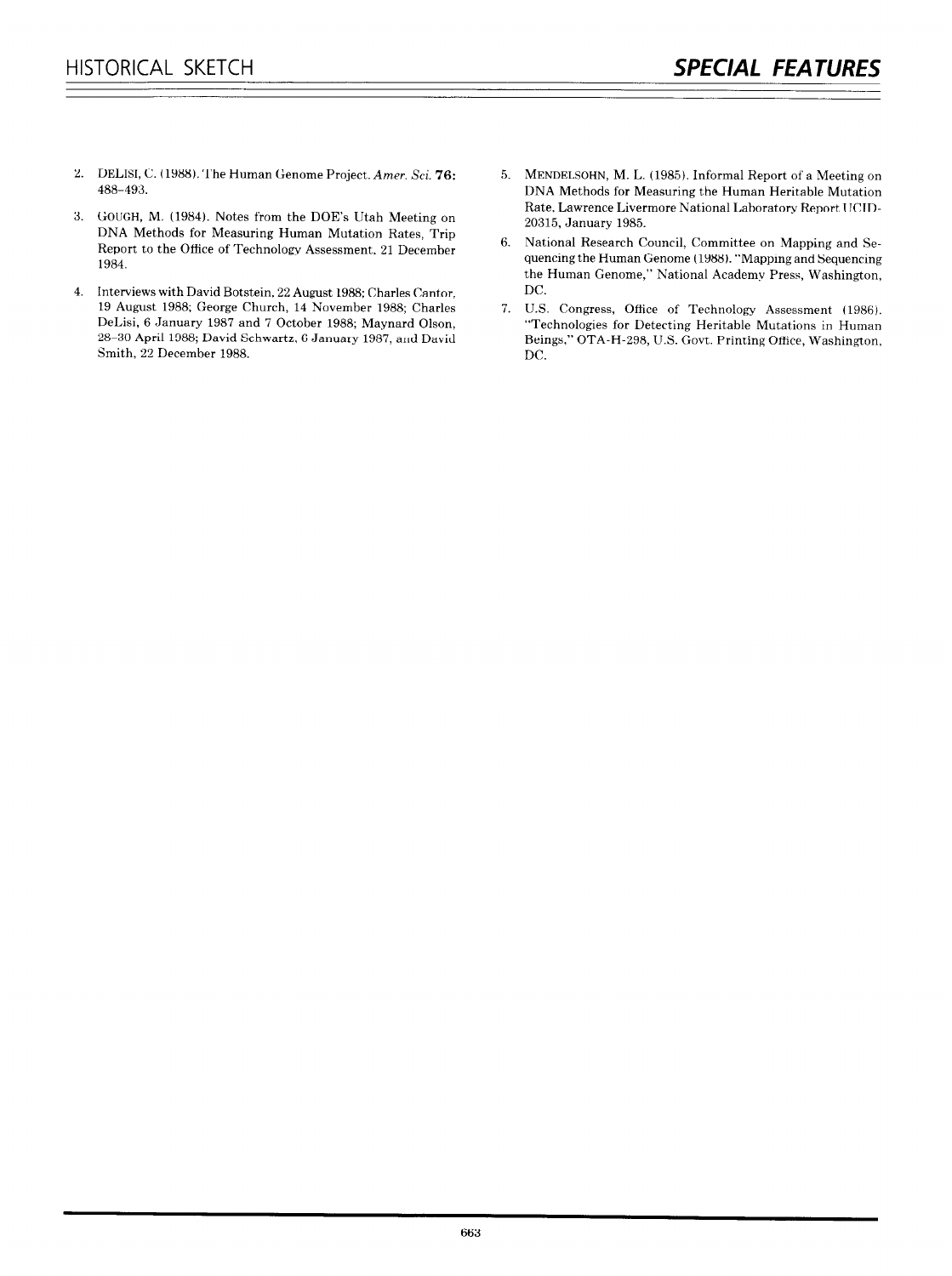2. DELISI, C. (1988). The Human Genome Project. *Amer. Sci.* **76:** 488–493.

3. GOUGH, M. (1984). Notes from the DOE's Utah Meeting on DNA Methods for Measuring Human Mutation Rates, Trip Report to the Office of Technology Assessment, 21 December 1984.

4. Interviews with David Botstein, 22 August 1988; Charles Cantor, 19 August 1988; George Church, 14 November 1988; Charles DeLisi, 6 January 1987 and 7 October 1988; Maynard Olson, 28–30 April 1988; David Schwartz, 6 January 1987, and David Smith, 22 December 1988.

5. MENDELSOHN, M. L. (1985). Informal Report of a Meeting on DNA Methods for Measuring the Human Heritable Mutation Rate, Lawrence Livermore National Laboratory Report UCID-20315, January 1985.

6. National Research Council, Committee on Mapping and Sequencing the Human Genome (1988). "Mapping and Sequencing the Human Genome," National Academy Press, Washington, DC.

7. U.S. Congress, Office of Technology Assessment (1986). "Technologies for Detecting Heritable Mutations in Human Beings," OTA-H-298, U.S. Govt. Printing Office, Washington, DC.